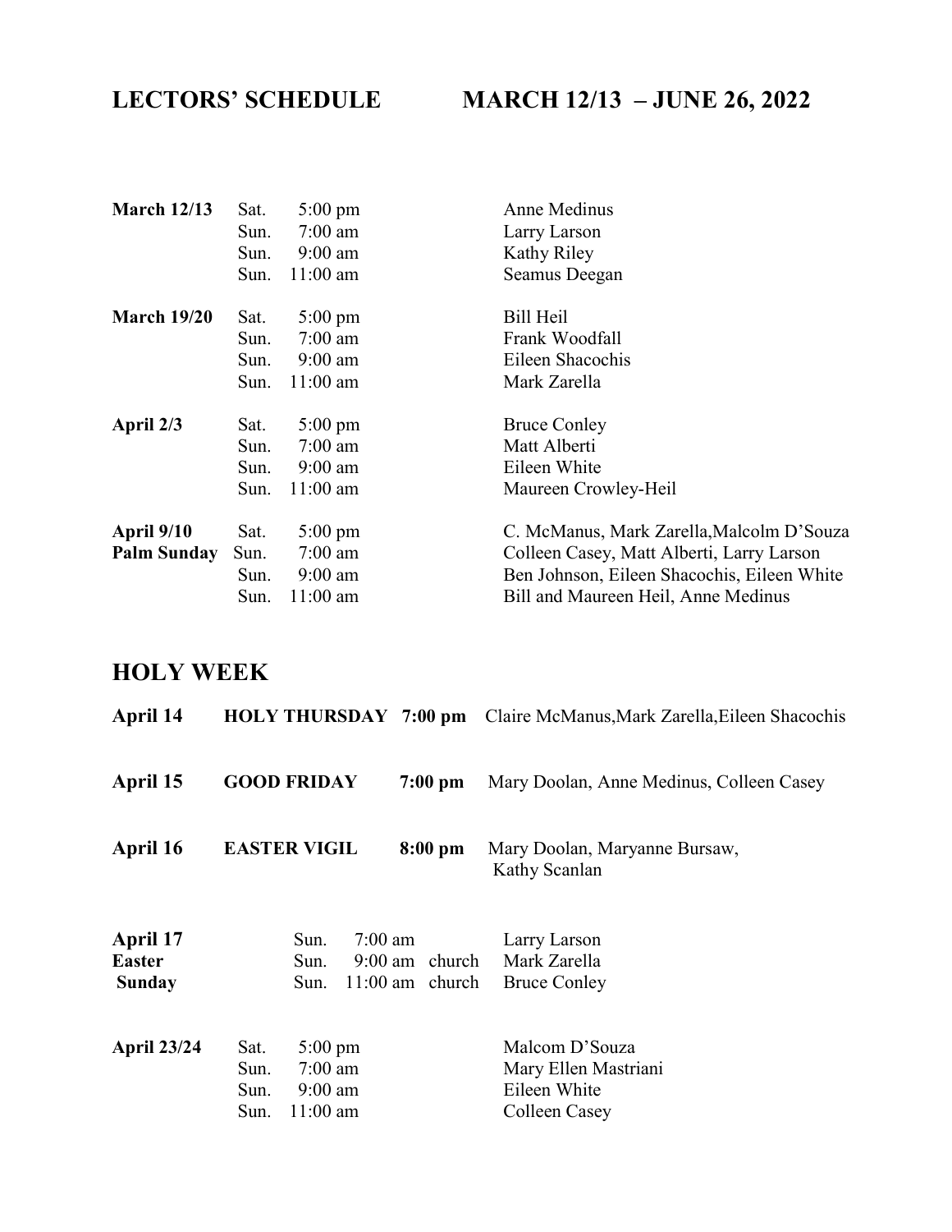# LECTORS' SCHEDULE MARCH 12/13 – JUNE 26, 2022

| | | | |
|---|---|---|---|
| **March 12/13** | Sat. | 5:00 pm | Anne Medinus |
| | Sun. | 7:00 am | Larry Larson |
| | Sun. | 9:00 am | Kathy Riley |
| | Sun. | 11:00 am | Seamus Deegan |
| **March 19/20** | Sat. | 5:00 pm | Bill Heil |
| | Sun. | 7:00 am | Frank Woodfall |
| | Sun. | 9:00 am | Eileen Shacochis |
| | Sun. | 11:00 am | Mark Zarella |
| **April 2/3** | Sat. | 5:00 pm | Bruce Conley |
| | Sun. | 7:00 am | Matt Alberti |
| | Sun. | 9:00 am | Eileen White |
| | Sun. | 11:00 am | Maureen Crowley-Heil |
| **April 9/10** | Sat. | 5:00 pm | C. McManus, Mark Zarella,Malcolm D'Souza |
| **Palm Sunday** | Sun. | 7:00 am | Colleen Casey, Matt Alberti, Larry Larson |
| | Sun. | 9:00 am | Ben Johnson, Eileen Shacochis, Eileen White |
| | Sun. | 11:00 am | Bill and Maureen Heil, Anne Medinus |

## HOLY WEEK

| | | | |
|---|---|---|---|
| **April 14** | **HOLY THURSDAY** | **7:00 pm** | Claire McManus,Mark Zarella,Eileen Shacochis |
| **April 15** | **GOOD FRIDAY** | **7:00 pm** | Mary Doolan, Anne Medinus, Colleen Casey |
| **April 16** | **EASTER VIGIL** | **8:00 pm** | Mary Doolan, Maryanne Bursaw, Kathy Scanlan |

| | | | | |
|---|---|---|---|---|
| **April 17** | Sun. | 7:00 am | | Larry Larson |
| **Easter** | Sun. | 9:00 am | church | Mark Zarella |
| **Sunday** | Sun. | 11:00 am | church | Bruce Conley |

| | | | |
|---|---|---|---|
| **April 23/24** | Sat. | 5:00 pm | Malcom D'Souza |
| | Sun. | 7:00 am | Mary Ellen Mastriani |
| | Sun. | 9:00 am | Eileen White |
| | Sun. | 11:00 am | Colleen Casey |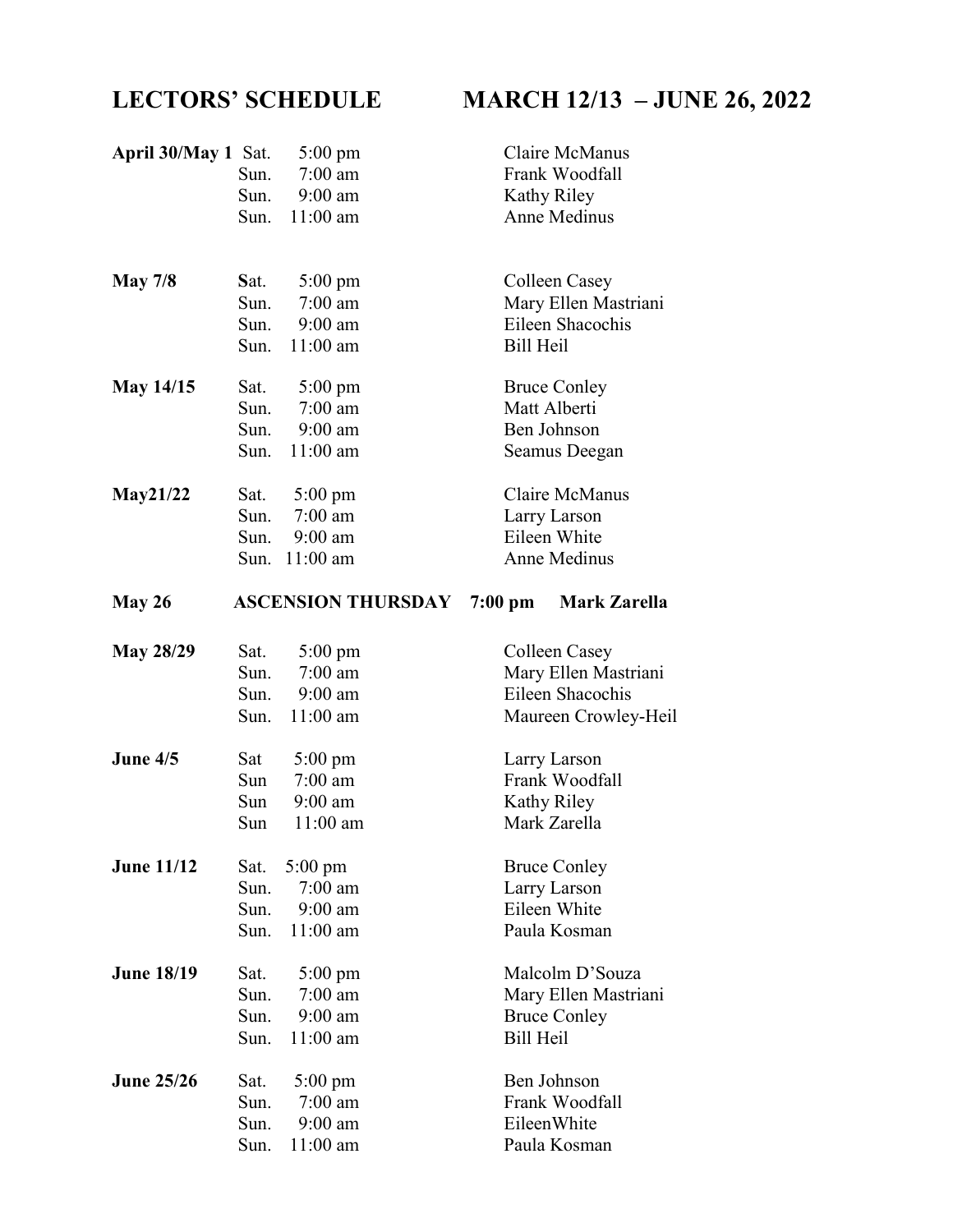# LECTORS' SCHEDULE MARCH 12/13 – JUNE 26, 2022

| Date | Day | Time | Lector |
|---|---|---|---|
| **April 30/May 1** | Sat. | 5:00 pm | Claire McManus |
| | Sun. | 7:00 am | Frank Woodfall |
| | Sun. | 9:00 am | Kathy Riley |
| | Sun. | 11:00 am | Anne Medinus |
| **May 7/8** | Sat. | 5:00 pm | Colleen Casey |
| | Sun. | 7:00 am | Mary Ellen Mastriani |
| | Sun. | 9:00 am | Eileen Shacochis |
| | Sun. | 11:00 am | Bill Heil |
| **May 14/15** | Sat. | 5:00 pm | Bruce Conley |
| | Sun. | 7:00 am | Matt Alberti |
| | Sun. | 9:00 am | Ben Johnson |
| | Sun. | 11:00 am | Seamus Deegan |
| **May21/22** | Sat. | 5:00 pm | Claire McManus |
| | Sun. | 7:00 am | Larry Larson |
| | Sun. | 9:00 am | Eileen White |
| | Sun. | 11:00 am | Anne Medinus |
| **May 26** | **ASCENSION THURSDAY** | **7:00 pm** | **Mark Zarella** |
| **May 28/29** | Sat. | 5:00 pm | Colleen Casey |
| | Sun. | 7:00 am | Mary Ellen Mastriani |
| | Sun. | 9:00 am | Eileen Shacochis |
| | Sun. | 11:00 am | Maureen Crowley-Heil |
| **June 4/5** | Sat | 5:00 pm | Larry Larson |
| | Sun | 7:00 am | Frank Woodfall |
| | Sun | 9:00 am | Kathy Riley |
| | Sun | 11:00 am | Mark Zarella |
| **June 11/12** | Sat. | 5:00 pm | Bruce Conley |
| | Sun. | 7:00 am | Larry Larson |
| | Sun. | 9:00 am | Eileen White |
| | Sun. | 11:00 am | Paula Kosman |
| **June 18/19** | Sat. | 5:00 pm | Malcolm D'Souza |
| | Sun. | 7:00 am | Mary Ellen Mastriani |
| | Sun. | 9:00 am | Bruce Conley |
| | Sun. | 11:00 am | Bill Heil |
| **June 25/26** | Sat. | 5:00 pm | Ben Johnson |
| | Sun. | 7:00 am | Frank Woodfall |
| | Sun. | 9:00 am | EileenWhite |
| | Sun. | 11:00 am | Paula Kosman |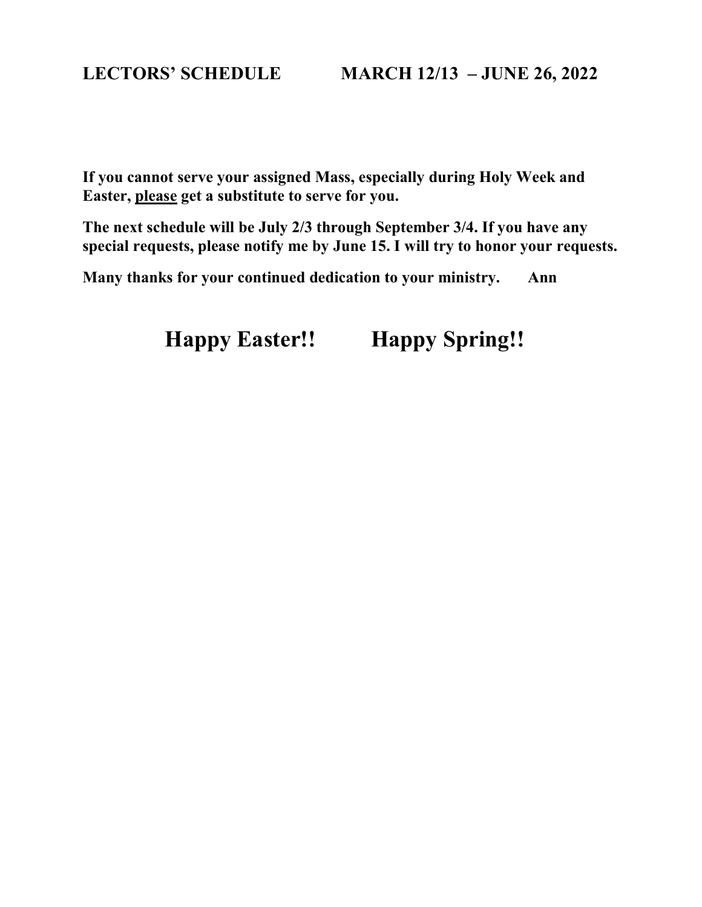# LECTORS' SCHEDULE MARCH 12/13 – JUNE 26, 2022

**If you cannot serve your assigned Mass, especially during Holy Week and Easter, <u>please</u> get a substitute to serve for you.**

**The next schedule will be July 2/3 through September 3/4. If you have any special requests, please notify me by June 15. I will try to honor your requests.**

**Many thanks for your continued dedication to your ministry. Ann**

## Happy Easter!! Happy Spring!!